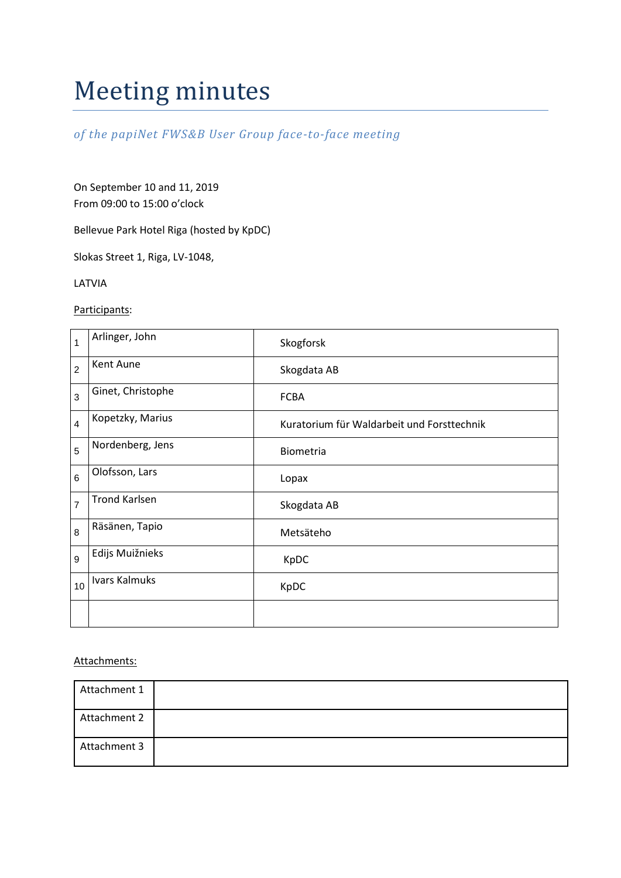# Meeting minutes

*of the papiNet FWS&B User Group face-to-face meeting*

On September 10 and 11, 2019
From 09:00 to 15:00 o'clock

Bellevue Park Hotel Riga (hosted by KpDC)

Slokas Street 1, Riga, LV-1048,

LATVIA

Participants:

| | | |
|---|---|---|
| 1 | Arlinger, John | Skogforsk |
| 2 | Kent Aune | Skogdata AB |
| 3 | Ginet, Christophe | FCBA |
| 4 | Kopetzky, Marius | Kuratorium für Waldarbeit und Forsttechnik |
| 5 | Nordenberg, Jens | Biometria |
| 6 | Olofsson, Lars | Lopax |
| 7 | Trond Karlsen | Skogdata AB |
| 8 | Räsänen, Tapio | Metsäteho |
| 9 | Edijs Muižnieks | KpDC |
| 10 | Ivars Kalmuks | KpDC |
| | | |

Attachments:

| | |
|---|---|
| Attachment 1 | |
| Attachment 2 | |
| Attachment 3 | |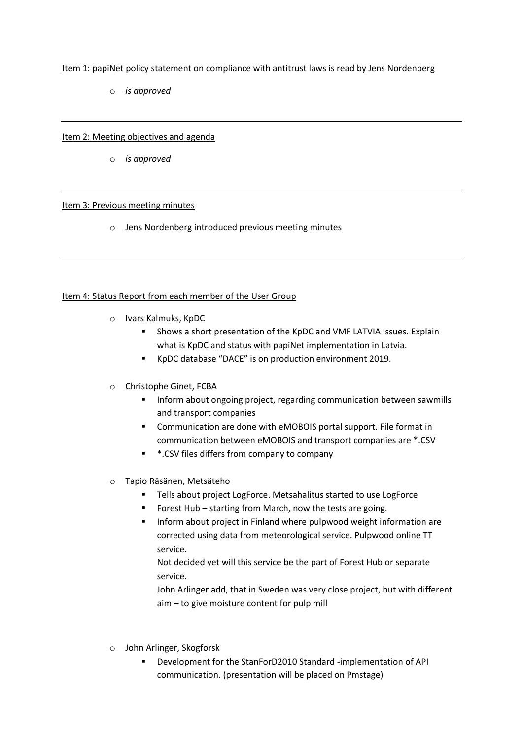Item 1: papiNet policy statement on compliance with antitrust laws is read by Jens Nordenberg

- *is approved*

---

Item 2: Meeting objectives and agenda

- *is approved*

---

Item 3: Previous meeting minutes

- Jens Nordenberg introduced previous meeting minutes

---

Item 4: Status Report from each member of the User Group

- Ivars Kalmuks, KpDC
  - Shows a short presentation of the KpDC and VMF LATVIA issues. Explain what is KpDC and status with papiNet implementation in Latvia.
  - KpDC database "DACE" is on production environment 2019.

- Christophe Ginet, FCBA
  - Inform about ongoing project, regarding communication between sawmills and transport companies
  - Communication are done with eMOBOIS portal support. File format in communication between eMOBOIS and transport companies are *.CSV
  - *.CSV files differs from company to company

- Tapio Räsänen, Metsäteho
  - Tells about project LogForce. Metsahalitus started to use LogForce
  - Forest Hub – starting from March, now the tests are going.
  - Inform about project in Finland where pulpwood weight information are corrected using data from meteorological service. Pulpwood online TT service.

    Not decided yet will this service be the part of Forest Hub or separate service.

    John Arlinger add, that in Sweden was very close project, but with different aim – to give moisture content for pulp mill

- John Arlinger, Skogforsk
  - Development for the StanForD2010 Standard -implementation of API communication. (presentation will be placed on Pmstage)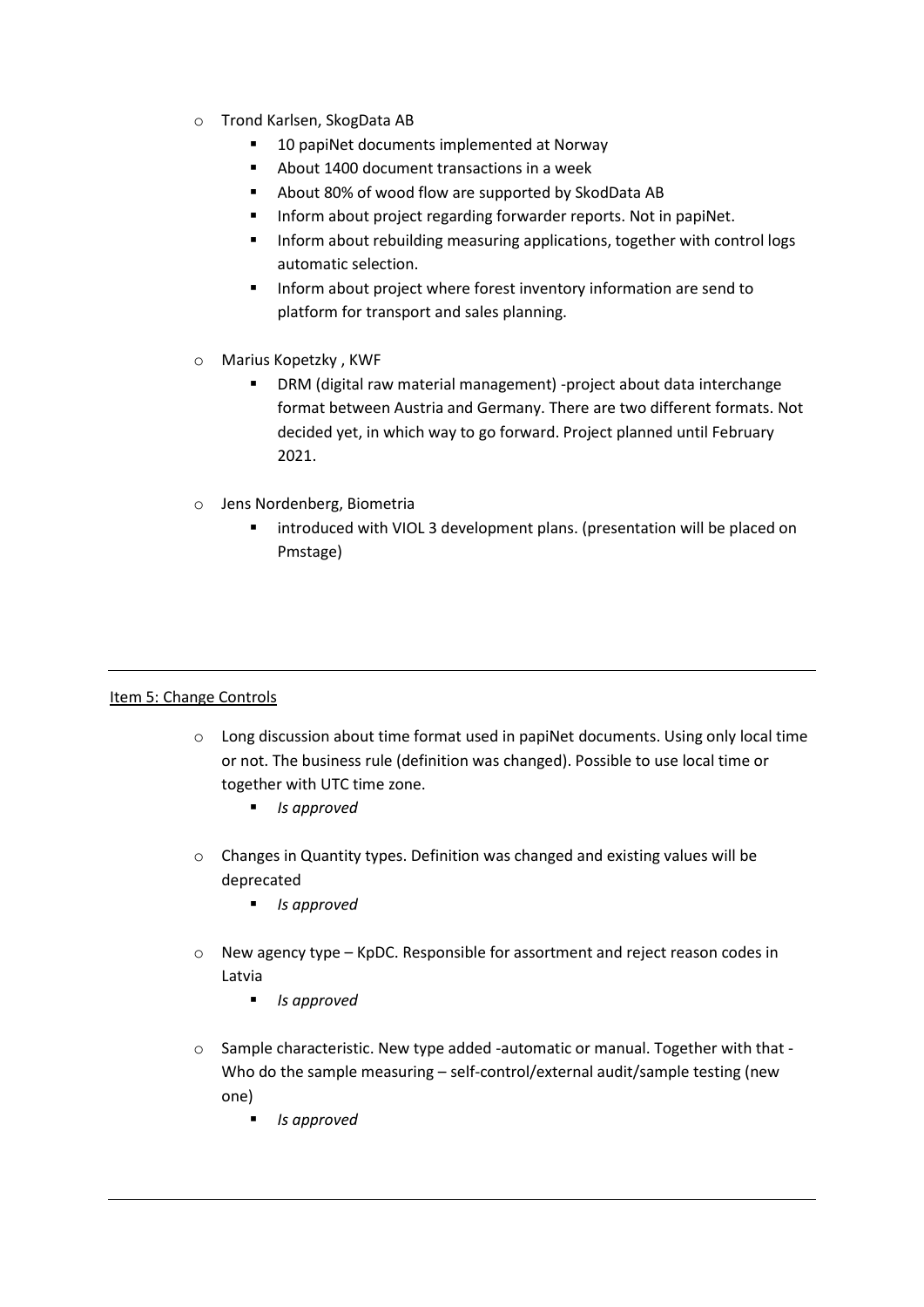- Trond Karlsen, SkogData AB
  - 10 papiNet documents implemented at Norway
  - About 1400 document transactions in a week
  - About 80% of wood flow are supported by SkodData AB
  - Inform about project regarding forwarder reports. Not in papiNet.
  - Inform about rebuilding measuring applications, together with control logs automatic selection.
  - Inform about project where forest inventory information are send to platform for transport and sales planning.

- Marius Kopetzky , KWF
  - DRM (digital raw material management) -project about data interchange format between Austria and Germany. There are two different formats. Not decided yet, in which way to go forward. Project planned until February 2021.

- Jens Nordenberg, Biometria
  - introduced with VIOL 3 development plans. (presentation will be placed on Pmstage)

---

Item 5: Change Controls

- Long discussion about time format used in papiNet documents. Using only local time or not. The business rule (definition was changed). Possible to use local time or together with UTC time zone.
  - *Is approved*

- Changes in Quantity types. Definition was changed and existing values will be deprecated
  - *Is approved*

- New agency type – KpDC. Responsible for assortment and reject reason codes in Latvia
  - *Is approved*

- Sample characteristic. New type added -automatic or manual. Together with that - Who do the sample measuring – self-control/external audit/sample testing (new one)
  - *Is approved*

---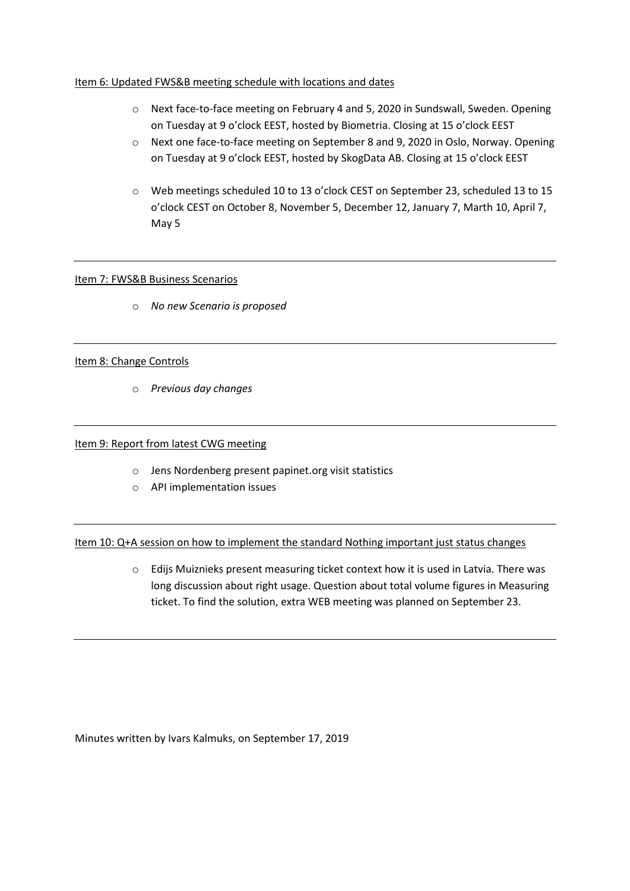Item 6: Updated FWS&B meeting schedule with locations and dates

- Next face-to-face meeting on February 4 and 5, 2020 in Sundswall, Sweden. Opening on Tuesday at 9 o'clock EEST, hosted by Biometria. Closing at 15 o'clock EEST
- Next one face-to-face meeting on September 8 and 9, 2020 in Oslo, Norway. Opening on Tuesday at 9 o'clock EEST, hosted by SkogData AB. Closing at 15 o'clock EEST
- Web meetings scheduled 10 to 13 o'clock CEST on September 23, scheduled 13 to 15 o'clock CEST on October 8, November 5, December 12, January 7, Marth 10, April 7, May 5

---

Item 7: FWS&B Business Scenarios

- *No new Scenario is proposed*

---

Item 8: Change Controls

- *Previous day changes*

---

Item 9: Report from latest CWG meeting

- Jens Nordenberg present papinet.org visit statistics
- API implementation issues

---

Item 10: Q+A session on how to implement the standard Nothing important just status changes

- Edijs Muiznieks present measuring ticket context how it is used in Latvia. There was long discussion about right usage. Question about total volume figures in Measuring ticket. To find the solution, extra WEB meeting was planned on September 23.

---

Minutes written by Ivars Kalmuks, on September 17, 2019